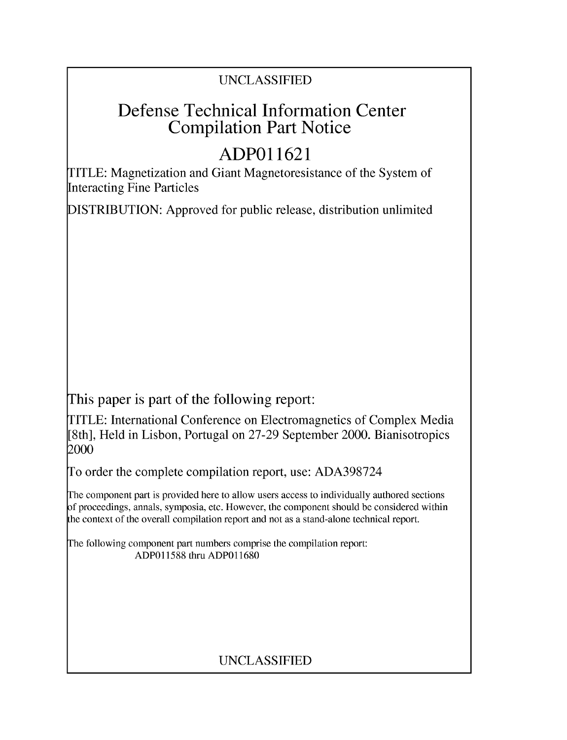UNCLASSIFIED

# Defense Technical Information Center Compilation Part Notice

# ADP011621

TITLE: Magnetization and Giant Magnetoresistance of the System of Interacting Fine Particles

DISTRIBUTION: Approved for public release, distribution unlimited

This paper is part of the following report:

TITLE: International Conference on Electromagnetics of Complex Media [8th], Held in Lisbon, Portugal on 27-29 September 2000. Bianisotropics 2000

To order the complete compilation report, use: ADA398724

The component part is provided here to allow users access to individually authored sections of proceedings, annals, symposia, etc. However, the component should be considered within the context of the overall compilation report and not as a stand-alone technical report.

The following component part numbers comprise the compilation report:
ADP011588 thru ADP011680

UNCLASSIFIED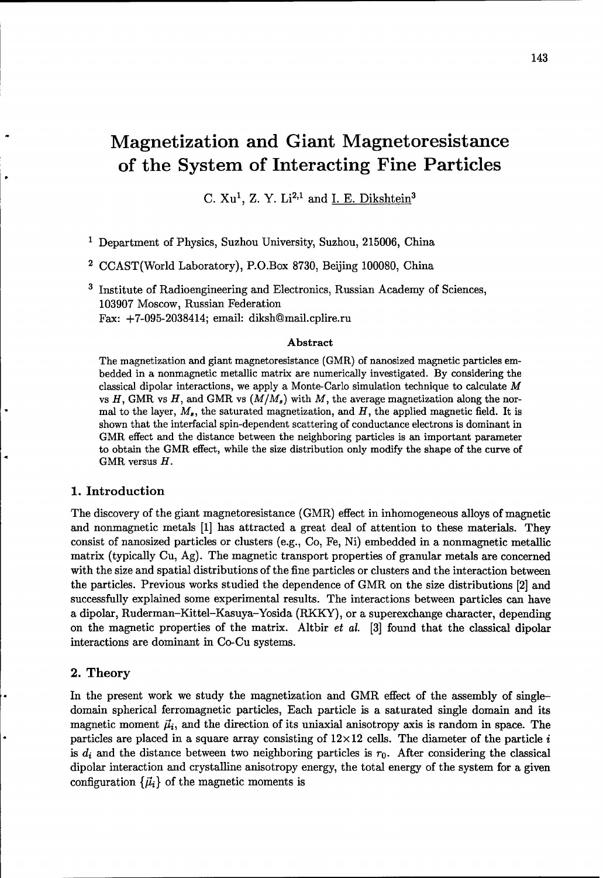# Magnetization and Giant Magnetoresistance of the System of Interacting Fine Particles

C. Xu[1], Z. Y. Li[2,1] and I. E. Dikshtein[3]

[1] Department of Physics, Suzhou University, Suzhou, 215006, China

[2] CCAST(World Laboratory), P.O.Box 8730, Beijing 100080, China

[3] Institute of Radioengineering and Electronics, Russian Academy of Sciences, 103907 Moscow, Russian Federation
Fax: +7-095-2038414; email: diksh@mail.cplire.ru

**Abstract**

The magnetization and giant magnetoresistance (GMR) of nanosized magnetic particles embedded in a nonmagnetic metallic matrix are numerically investigated. By considering the classical dipolar interactions, we apply a Monte-Carlo simulation technique to calculate $M$ vs $H$, GMR vs $H$, and GMR vs $(M/M_s)$ with $M$, the average magnetization along the normal to the layer, $M_s$, the saturated magnetization, and $H$, the applied magnetic field. It is shown that the interfacial spin-dependent scattering of conductance electrons is dominant in GMR effect and the distance between the neighboring particles is an important parameter to obtain the GMR effect, while the size distribution only modify the shape of the curve of GMR versus $H$.

## 1. Introduction

The discovery of the giant magnetoresistance (GMR) effect in inhomogeneous alloys of magnetic and nonmagnetic metals [1] has attracted a great deal of attention to these materials. They consist of nanosized particles or clusters (e.g., Co, Fe, Ni) embedded in a nonmagnetic metallic matrix (typically Cu, Ag). The magnetic transport properties of granular metals are concerned with the size and spatial distributions of the fine particles or clusters and the interaction between the particles. Previous works studied the dependence of GMR on the size distributions [2] and successfully explained some experimental results. The interactions between particles can have a dipolar, Ruderman–Kittel–Kasuya–Yosida (RKKY), or a superexchange character, depending on the magnetic properties of the matrix. Altbir *et al.* [3] found that the classical dipolar interactions are dominant in Co-Cu systems.

## 2. Theory

In the present work we study the magnetization and GMR effect of the assembly of single-domain spherical ferromagnetic particles, Each particle is a saturated single domain and its magnetic moment $\vec{\mu}_i$, and the direction of its uniaxial anisotropy axis is random in space. The particles are placed in a square array consisting of $12 \times 12$ cells. The diameter of the particle $i$ is $d_i$ and the distance between two neighboring particles is $r_0$. After considering the classical dipolar interaction and crystalline anisotropy energy, the total energy of the system for a given configuration $\{\vec{\mu}_i\}$ of the magnetic moments is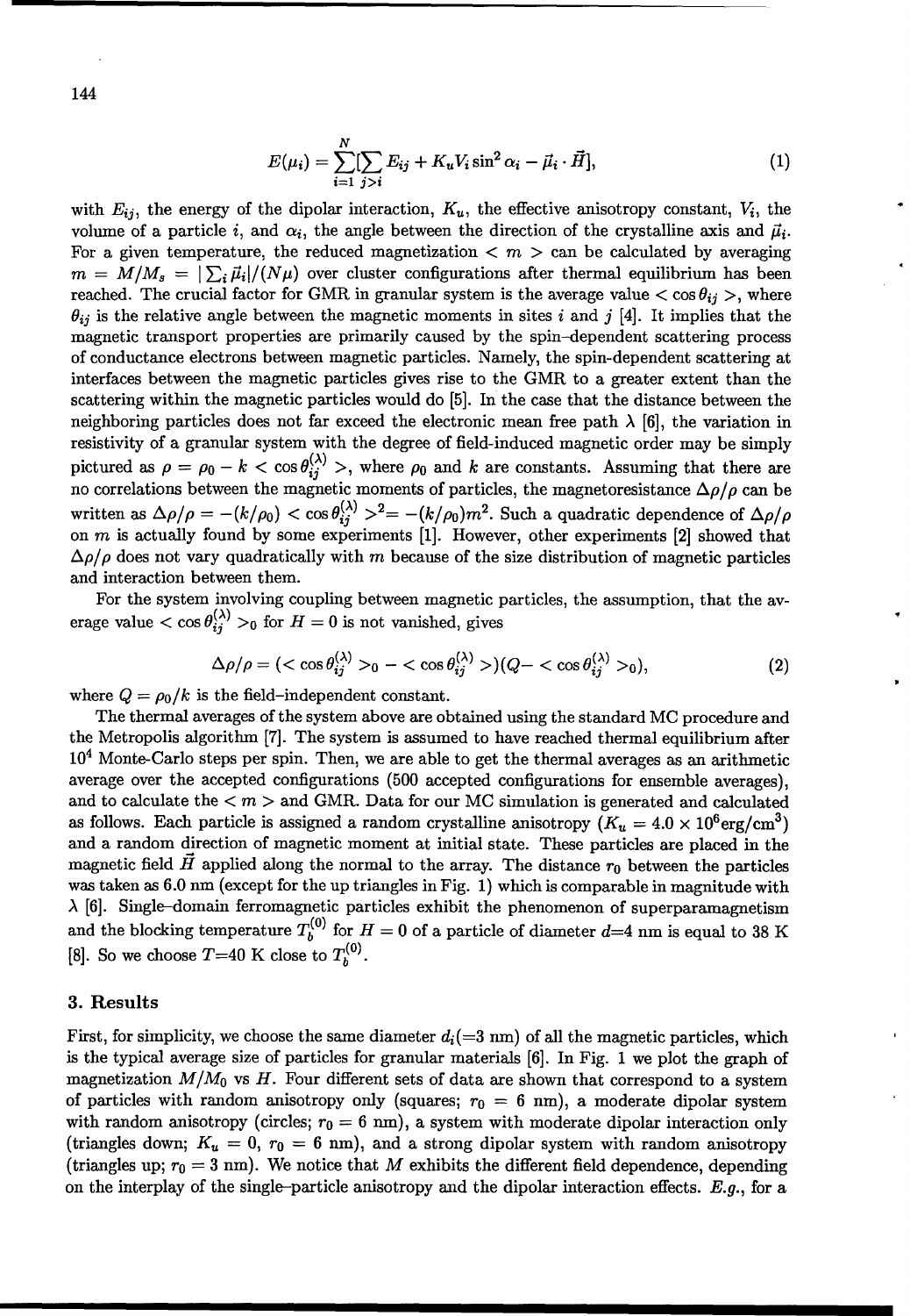$$E(\mu_i) = \sum_{i=1}^{N}[\sum_{j>i} E_{ij} + K_u V_i \sin^2 \alpha_i - \vec{\mu}_i \cdot \vec{H}], \tag{1}$$

with $E_{ij}$, the energy of the dipolar interaction, $K_u$, the effective anisotropy constant, $V_i$, the volume of a particle $i$, and $\alpha_i$, the angle between the direction of the crystalline axis and $\vec{\mu}_i$. For a given temperature, the reduced magnetization $< m >$ can be calculated by averaging $m = M/M_s = |\sum_i \vec{\mu}_i|/(N\mu)$ over cluster configurations after thermal equilibrium has been reached. The crucial factor for GMR in granular system is the average value $< \cos\theta_{ij} >$, where $\theta_{ij}$ is the relative angle between the magnetic moments in sites $i$ and $j$ [4]. It implies that the magnetic transport properties are primarily caused by the spin–dependent scattering process of conductance electrons between magnetic particles. Namely, the spin-dependent scattering at interfaces between the magnetic particles gives rise to the GMR to a greater extent than the scattering within the magnetic particles would do [5]. In the case that the distance between the neighboring particles does not far exceed the electronic mean free path $\lambda$ [6], the variation in resistivity of a granular system with the degree of field-induced magnetic order may be simply pictured as $\rho = \rho_0 - k < \cos\theta_{ij}^{(\lambda)} >$, where $\rho_0$ and $k$ are constants. Assuming that there are no correlations between the magnetic moments of particles, the magnetoresistance $\Delta\rho/\rho$ can be written as $\Delta\rho/\rho = -(k/\rho_0) < \cos\theta_{ij}^{(\lambda)} >^2 = -(k/\rho_0)m^2$. Such a quadratic dependence of $\Delta\rho/\rho$ on $m$ is actually found by some experiments [1]. However, other experiments [2] showed that $\Delta\rho/\rho$ does not vary quadratically with $m$ because of the size distribution of magnetic particles and interaction between them.

For the system involving coupling between magnetic particles, the assumption, that the average value $< \cos\theta_{ij}^{(\lambda)} >_0$ for $H = 0$ is not vanished, gives

$$\Delta\rho/\rho = (< \cos\theta_{ij}^{(\lambda)} >_0 - < \cos\theta_{ij}^{(\lambda)} >)(Q - < \cos\theta_{ij}^{(\lambda)} >_0), \tag{2}$$

where $Q = \rho_0/k$ is the field-independent constant.

The thermal averages of the system above are obtained using the standard MC procedure and the Metropolis algorithm [7]. The system is assumed to have reached thermal equilibrium after $10^4$ Monte-Carlo steps per spin. Then, we are able to get the thermal averages as an arithmetic average over the accepted configurations (500 accepted configurations for ensemble averages), and to calculate the $< m >$ and GMR. Data for our MC simulation is generated and calculated as follows. Each particle is assigned a random crystalline anisotropy ($K_u = 4.0 \times 10^6 \text{erg/cm}^3$) and a random direction of magnetic moment at initial state. These particles are placed in the magnetic field $\vec{H}$ applied along the normal to the array. The distance $r_0$ between the particles was taken as 6.0 nm (except for the up triangles in Fig. 1) which is comparable in magnitude with $\lambda$ [6]. Single–domain ferromagnetic particles exhibit the phenomenon of superparamagnetism and the blocking temperature $T_b^{(0)}$ for $H = 0$ of a particle of diameter $d$=4 nm is equal to 38 K [8]. So we choose $T$=40 K close to $T_b^{(0)}$.

## 3. Results

First, for simplicity, we choose the same diameter $d_i$(=3 nm) of all the magnetic particles, which is the typical average size of particles for granular materials [6]. In Fig. 1 we plot the graph of magnetization $M/M_0$ vs $H$. Four different sets of data are shown that correspond to a system of particles with random anisotropy only (squares; $r_0$ = 6 nm), a moderate dipolar system with random anisotropy (circles; $r_0$ = 6 nm), a system with moderate dipolar interaction only (triangles down; $K_u$ = 0, $r_0$ = 6 nm), and a strong dipolar system with random anisotropy (triangles up; $r_0$ = 3 nm). We notice that $M$ exhibits the different field dependence, depending on the interplay of the single–particle anisotropy and the dipolar interaction effects. *E.g.*, for a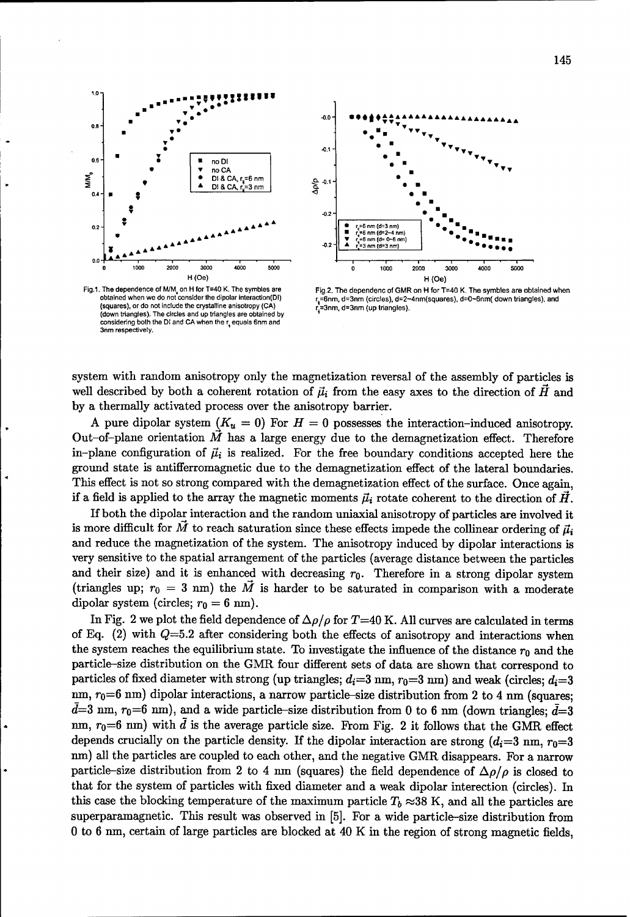Fig.1. The dependence of $M/M_s$ on H for T=40 K. The symbles are obtained when we do not consider the dipolar interaction(DI) (squares), or do not include the crystalline anisotropy (CA) (down triangles). The circles and up triangles are obtained by considering both the DI and CA when the $r_i$ equals 6nm and 3nm respectively.

Fig 2. The dependenc of GMR on H for T=40 K. The symbles are obtained when $r_i$=6nm, d=3nm (circles), d=2~4nm(squares), d=0~6nm( down triangles), and $r_i$=3nm, d=3nm (up triangles).

system with random anisotropy only the magnetization reversal of the assembly of particles is well described by both a coherent rotation of $\vec{\mu}_i$ from the easy axes to the direction of $\vec{H}$ and by a thermally activated process over the anisotropy barrier.

A pure dipolar system ($K_u = 0$) For $H = 0$ possesses the interaction–induced anisotropy. Out–of–plane orientation $\vec{M}$ has a large energy due to the demagnetization effect. Therefore in–plane configuration of $\vec{\mu}_i$ is realized. For the free boundary conditions accepted here the ground state is antifferromagnetic due to the demagnetization effect of the lateral boundaries. This effect is not so strong compared with the demagnetization effect of the surface. Once again, if a field is applied to the array the magnetic moments $\vec{\mu}_i$ rotate coherent to the direction of $\vec{H}$.

If both the dipolar interaction and the random uniaxial anisotropy of particles are involved it is more difficult for $\vec{M}$ to reach saturation since these effects impede the collinear ordering of $\vec{\mu}_i$ and reduce the magnetization of the system. The anisotropy induced by dipolar interactions is very sensitive to the spatial arrangement of the particles (average distance between the particles and their size) and it is enhanced with decreasing $r_0$. Therefore in a strong dipolar system (triangles up; $r_0$ = 3 nm) the $\vec{M}$ is harder to be saturated in comparison with a moderate dipolar system (circles; $r_0$ = 6 nm).

In Fig. 2 we plot the field dependence of $\Delta\rho/\rho$ for $T$=40 K. All curves are calculated in terms of Eq. (2) with $Q$=5.2 after considering both the effects of anisotropy and interactions when the system reaches the equilibrium state. To investigate the influence of the distance $r_0$ and the particle–size distribution on the GMR four different sets of data are shown that correspond to particles of fixed diameter with strong (up triangles; $d_i$=3 nm, $r_0$=3 nm) and weak (circles; $d_i$=3 nm, $r_0$=6 nm) dipolar interactions, a narrow particle–size distribution from 2 to 4 nm (squares; $\bar{d}$=3 nm, $r_0$=6 nm), and a wide particle–size distribution from 0 to 6 nm (down triangles; $\bar{d}$=3 nm, $r_0$=6 nm) with $\bar{d}$ is the average particle size. From Fig. 2 it follows that the GMR effect depends crucially on the particle density. If the dipolar interaction are strong ($d_i$=3 nm, $r_0$=3 nm) all the particles are coupled to each other, and the negative GMR disappears. For a narrow particle–size distribution from 2 to 4 nm (squares) the field dependence of $\Delta\rho/\rho$ is closed to that for the system of particles with fixed diameter and a weak dipolar interection (circles). In this case the blocking temperature of the maximum particle $T_b \approx$38 K, and all the particles are superparamagnetic. This result was observed in [5]. For a wide particle–size distribution from 0 to 6 nm, certain of large particles are blocked at 40 K in the region of strong magnetic fields,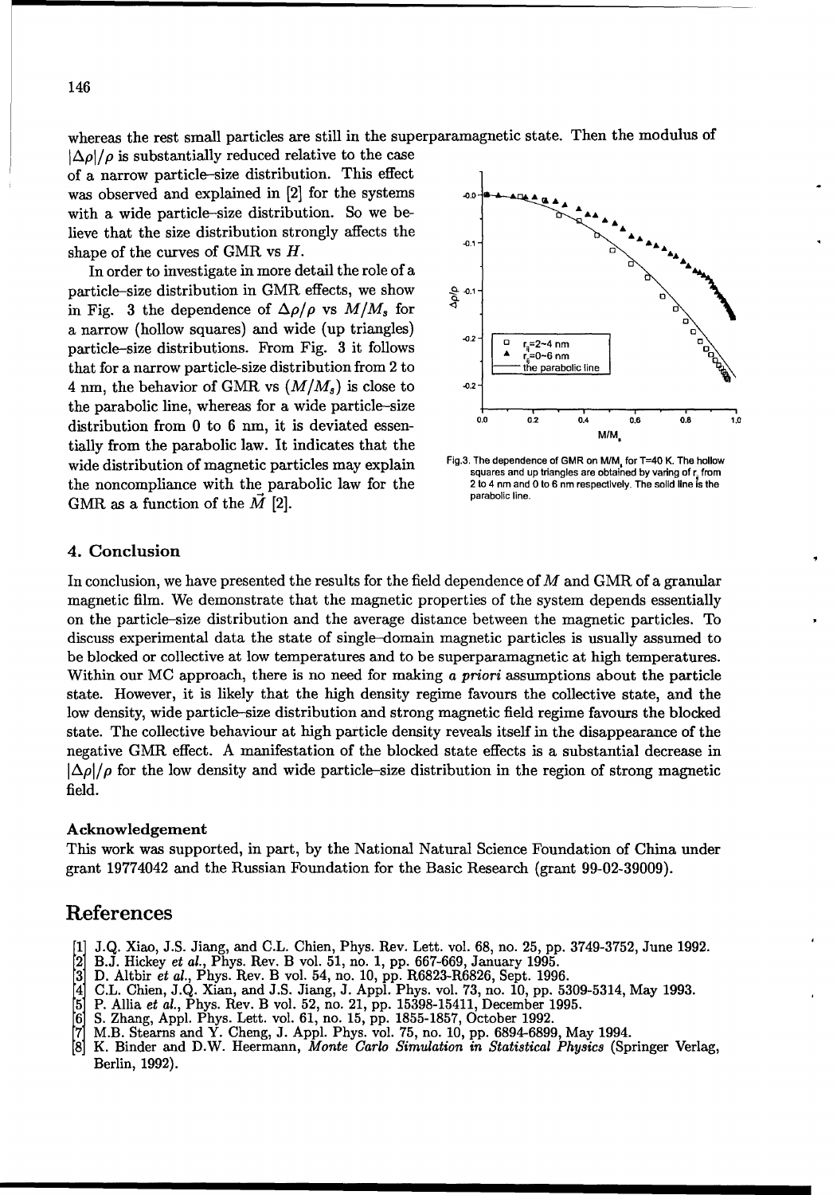whereas the rest small particles are still in the superparamagnetic state. Then the modulus of $|\Delta\rho|/\rho$ is substantially reduced relative to the case of a narrow particle–size distribution. This effect was observed and explained in [2] for the systems with a wide particle–size distribution. So we believe that the size distribution strongly affects the shape of the curves of GMR vs $H$.

In order to investigate in more detail the role of a particle–size distribution in GMR effects, we show in Fig. 3 the dependence of $\Delta\rho/\rho$ vs $M/M_s$ for a narrow (hollow squares) and wide (up triangles) particle–size distributions. From Fig. 3 it follows that for a narrow particle-size distribution from 2 to 4 nm, the behavior of GMR vs $(M/M_s)$ is close to the parabolic line, whereas for a wide particle–size distribution from 0 to 6 nm, it is deviated essentially from the parabolic law. It indicates that the wide distribution of magnetic particles may explain the noncompliance with the parabolic law for the GMR as a function of the $\vec{M}$ [2].

-0.0
-0.1
-0.1
-0.2
-0.2
Δρ/ρ
0.0
0.2
0.4
0.6
0.8
1.0
M/M$_s$
r$_i$=2~4 nm
r$_i$=0~6 nm
the parabolic line

Fig.3. The dependence of GMR on M/M$_s$ for T=40 K. The hollow squares and up triangles are obtained by varing of r$_i$ from 2 to 4 nm and 0 to 6 nm respectively. The solid line is the parabolic line.

## 4. Conclusion

In conclusion, we have presented the results for the field dependence of $M$ and GMR of a granular magnetic film. We demonstrate that the magnetic properties of the system depends essentially on the particle–size distribution and the average distance between the magnetic particles. To discuss experimental data the state of single–domain magnetic particles is usually assumed to be blocked or collective at low temperatures and to be superparamagnetic at high temperatures. Within our MC approach, there is no need for making *a priori* assumptions about the particle state. However, it is likely that the high density regime favours the collective state, and the low density, wide particle–size distribution and strong magnetic field regime favours the blocked state. The collective behaviour at high particle density reveals itself in the disappearance of the negative GMR effect. A manifestation of the blocked state effects is a substantial decrease in $|\Delta\rho|/\rho$ for the low density and wide particle–size distribution in the region of strong magnetic field.

### Acknowledgement

This work was supported, in part, by the National Natural Science Foundation of China under grant 19774042 and the Russian Foundation for the Basic Research (grant 99-02-39009).

## References

[1] J.Q. Xiao, J.S. Jiang, and C.L. Chien, Phys. Rev. Lett. vol. 68, no. 25, pp. 3749-3752, June 1992.
[2] B.J. Hickey *et al.*, Phys. Rev. B vol. 51, no. 1, pp. 667-669, January 1995.
[3] D. Altbir *et al.*, Phys. Rev. B vol. 54, no. 10, pp. R6823-R6826, Sept. 1996.
[4] C.L. Chien, J.Q. Xian, and J.S. Jiang, J. Appl. Phys. vol. 73, no. 10, pp. 5309-5314, May 1993.
[5] P. Allia *et al.*, Phys. Rev. B vol. 52, no. 21, pp. 15398-15411, December 1995.
[6] S. Zhang, Appl. Phys. Lett. vol. 61, no. 15, pp. 1855-1857, October 1992.
[7] M.B. Stearns and Y. Cheng, J. Appl. Phys. vol. 75, no. 10, pp. 6894-6899, May 1994.
[8] K. Binder and D.W. Heermann, *Monte Carlo Simulation in Statistical Physics* (Springer Verlag, Berlin, 1992).